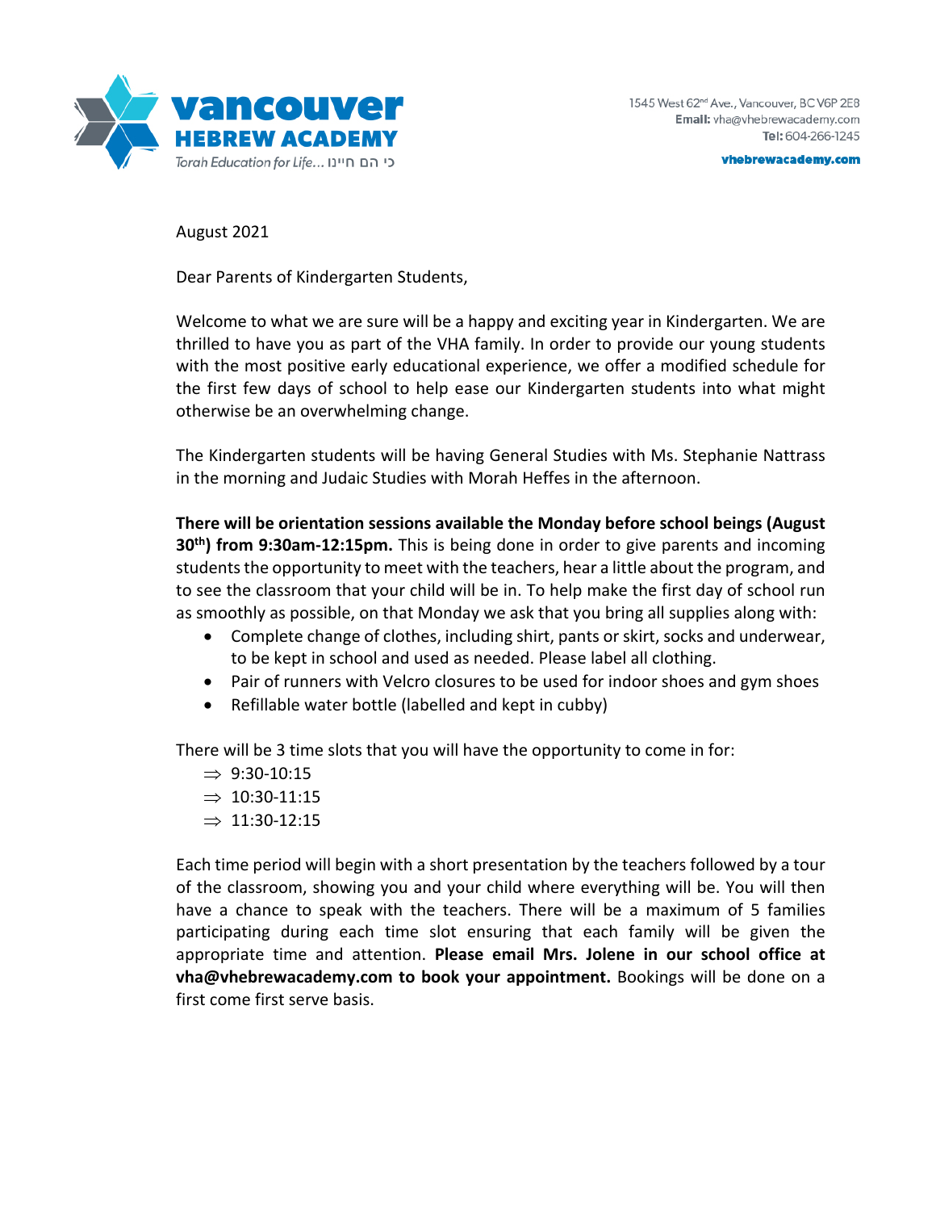**Vancouver HEBREW ACADEMY**
Torah Education for Life... כי הם חיינו

1545 West 62nd Ave., Vancouver, BC V6P 2E8
**Email:** vha@vhebrewacademy.com
**Tel:** 604-266-1245
**vhebrewacademy.com**

August 2021

Dear Parents of Kindergarten Students,

Welcome to what we are sure will be a happy and exciting year in Kindergarten. We are thrilled to have you as part of the VHA family. In order to provide our young students with the most positive early educational experience, we offer a modified schedule for the first few days of school to help ease our Kindergarten students into what might otherwise be an overwhelming change.

The Kindergarten students will be having General Studies with Ms. Stephanie Nattrass in the morning and Judaic Studies with Morah Heffes in the afternoon.

**There will be orientation sessions available the Monday before school beings (August 30th) from 9:30am-12:15pm.** This is being done in order to give parents and incoming students the opportunity to meet with the teachers, hear a little about the program, and to see the classroom that your child will be in. To help make the first day of school run as smoothly as possible, on that Monday we ask that you bring all supplies along with:

- Complete change of clothes, including shirt, pants or skirt, socks and underwear, to be kept in school and used as needed. Please label all clothing.
- Pair of runners with Velcro closures to be used for indoor shoes and gym shoes
- Refillable water bottle (labelled and kept in cubby)

There will be 3 time slots that you will have the opportunity to come in for:

- ⇒ 9:30-10:15
- ⇒ 10:30-11:15
- ⇒ 11:30-12:15

Each time period will begin with a short presentation by the teachers followed by a tour of the classroom, showing you and your child where everything will be. You will then have a chance to speak with the teachers. There will be a maximum of 5 families participating during each time slot ensuring that each family will be given the appropriate time and attention. **Please email Mrs. Jolene in our school office at vha@vhebrewacademy.com to book your appointment.** Bookings will be done on a first come first serve basis.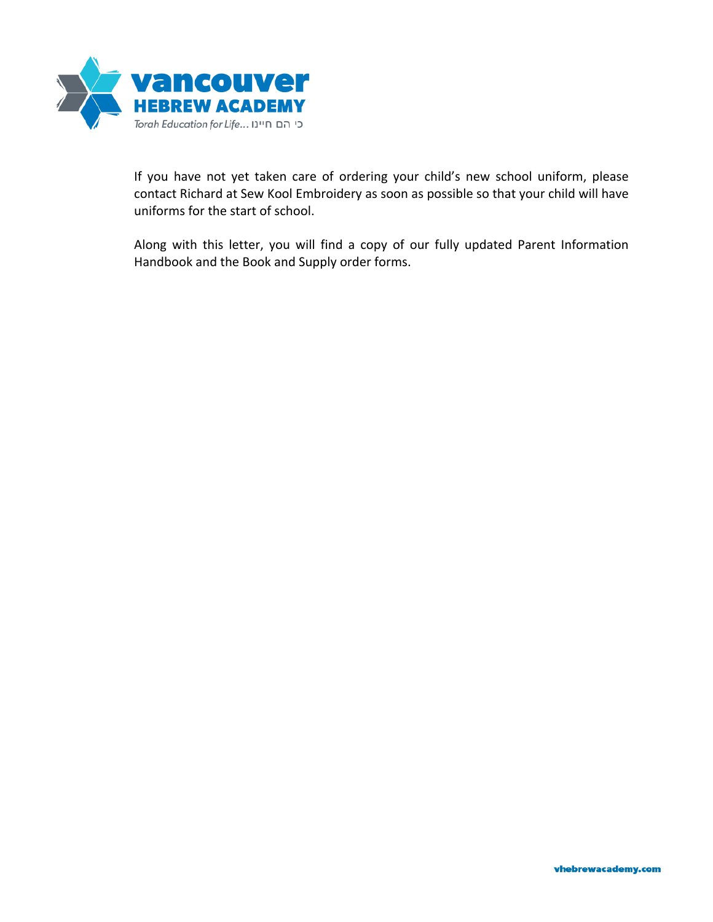If you have not yet taken care of ordering your child's new school uniform, please contact Richard at Sew Kool Embroidery as soon as possible so that your child will have uniforms for the start of school.

Along with this letter, you will find a copy of our fully updated Parent Information Handbook and the Book and Supply order forms.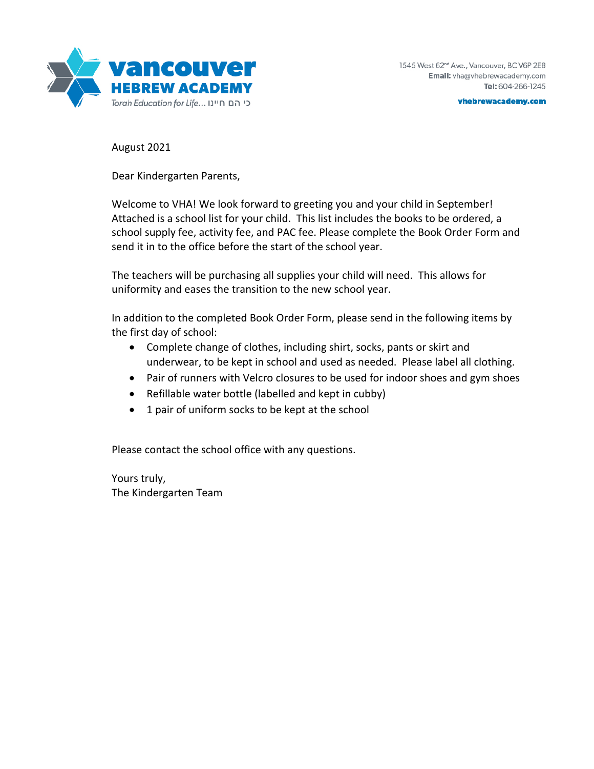**vancouver**
**HEBREW ACADEMY**
*Torah Education for Life... כי הם חיינו*

1545 West 62nd Ave., Vancouver, BC V6P 2E8
**Email:** vha@vhebrewacademy.com
**Tel:** 604-266-1245

**vhebrewacademy.com**

August 2021

Dear Kindergarten Parents,

Welcome to VHA! We look forward to greeting you and your child in September! Attached is a school list for your child. This list includes the books to be ordered, a school supply fee, activity fee, and PAC fee. Please complete the Book Order Form and send it in to the office before the start of the school year.

The teachers will be purchasing all supplies your child will need. This allows for uniformity and eases the transition to the new school year.

In addition to the completed Book Order Form, please send in the following items by the first day of school:

- Complete change of clothes, including shirt, socks, pants or skirt and underwear, to be kept in school and used as needed. Please label all clothing.
- Pair of runners with Velcro closures to be used for indoor shoes and gym shoes
- Refillable water bottle (labelled and kept in cubby)
- 1 pair of uniform socks to be kept at the school

Please contact the school office with any questions.

Yours truly,
The Kindergarten Team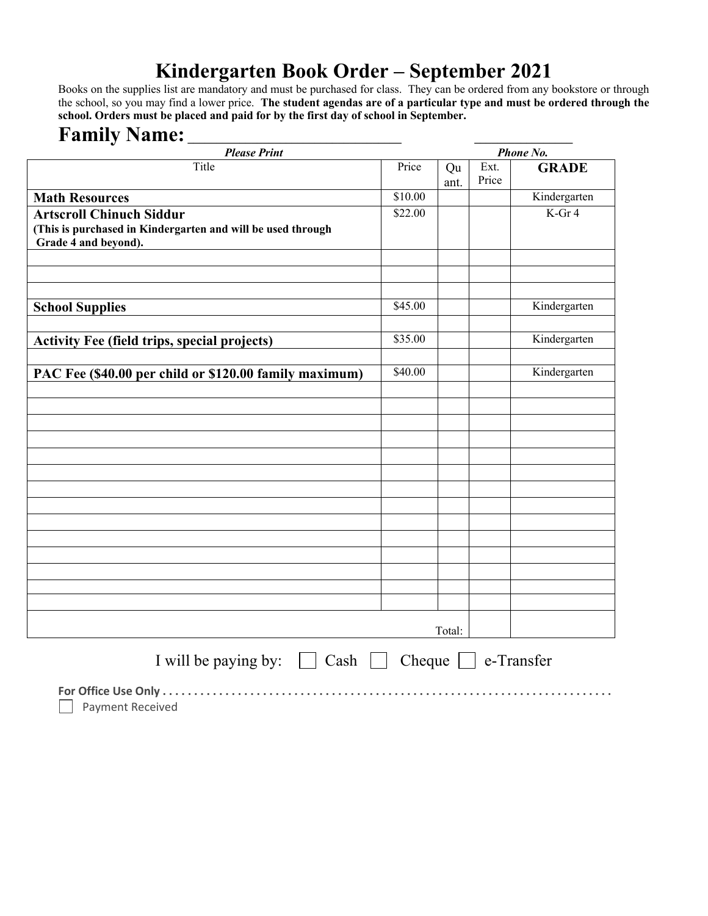# Kindergarten Book Order – September 2021

Books on the supplies list are mandatory and must be purchased for class. They can be ordered from any bookstore or through the school, so you may find a lower price. **The student agendas are of a particular type and must be ordered through the school. Orders must be placed and paid for by the first day of school in September.**

## Family Name: ________________________ ______________

***Please Print*** ***Phone No.***

| Title | Price | Quant. | Ext. Price | GRADE |
|---|---|---|---|---|
| **Math Resources** | $10.00 | | | Kindergarten |
| **Artscroll Chinuch Siddur** **(This is purchased in Kindergarten and will be used through Grade 4 and beyond).** | $22.00 | | | K-Gr 4 |
| | | | | |
| | | | | |
| | | | | |
| **School Supplies** | $45.00 | | | Kindergarten |
| | | | | |
| **Activity Fee (field trips, special projects)** | $35.00 | | | Kindergarten |
| | | | | |
| **PAC Fee ($40.00 per child or $120.00 family maximum)** | $40.00 | | | Kindergarten |
| | | | | |
| | | | | |
| | | | | |
| | | | | |
| | | | | |
| | | | | |
| | | | | |
| | | | | |
| | | | | |
| | | | | |
| | | | | |
| | | | | |
| | | | | |
| | | | | |
| | | Total: | | |

I will be paying by: ☐ Cash ☐ Cheque ☐ e-Transfer

**For Office Use Only . . . . . . . . . . . . . . . . . . . . . . . . . . . . . . . . . . . . . . . . . . . . . . . . . . . . . . . . . . . . . . . . . . . . . .**

☐ Payment Received